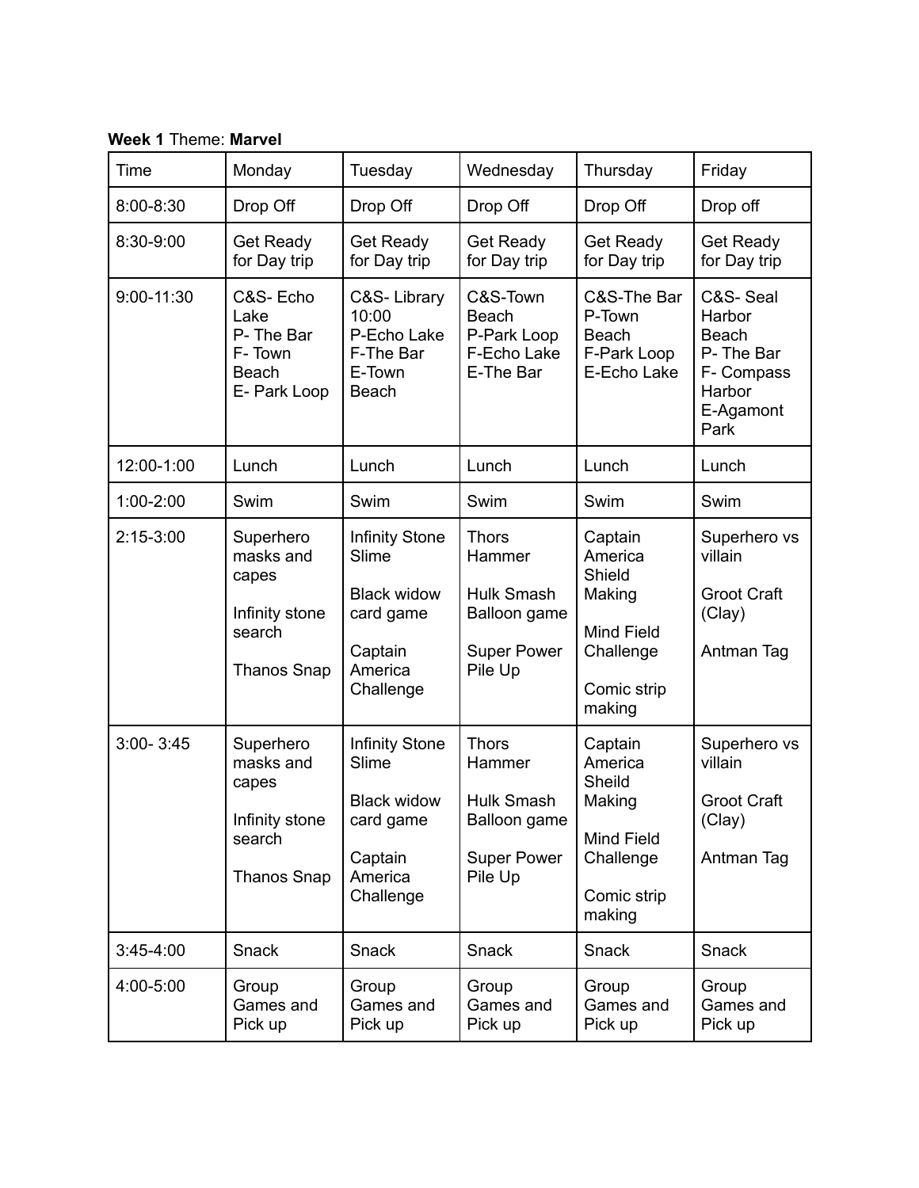**Week 1** Theme: **Marvel**

| Time | Monday | Tuesday | Wednesday | Thursday | Friday |
|---|---|---|---|---|---|
| 8:00-8:30 | Drop Off | Drop Off | Drop Off | Drop Off | Drop off |
| 8:30-9:00 | Get Ready for Day trip | Get Ready for Day trip | Get Ready for Day trip | Get Ready for Day trip | Get Ready for Day trip |
| 9:00-11:30 | C&S- Echo Lake<br>P- The Bar<br>F- Town Beach<br>E- Park Loop | C&S- Library 10:00<br>P-Echo Lake<br>F-The Bar<br>E-Town Beach | C&S-Town Beach<br>P-Park Loop<br>F-Echo Lake<br>E-The Bar | C&S-The Bar<br>P-Town Beach<br>F-Park Loop<br>E-Echo Lake | C&S- Seal Harbor Beach<br>P- The Bar<br>F- Compass Harbor<br>E-Agamont Park |
| 12:00-1:00 | Lunch | Lunch | Lunch | Lunch | Lunch |
| 1:00-2:00 | Swim | Swim | Swim | Swim | Swim |
| 2:15-3:00 | Superhero masks and capes<br><br>Infinity stone search<br><br>Thanos Snap | Infinity Stone Slime<br><br>Black widow card game<br><br>Captain America Challenge | Thors Hammer<br><br>Hulk Smash Balloon game<br><br>Super Power Pile Up | Captain America Shield Making<br><br>Mind Field Challenge<br><br>Comic strip making | Superhero vs villain<br><br>Groot Craft (Clay)<br><br>Antman Tag |
| 3:00- 3:45 | Superhero masks and capes<br><br>Infinity stone search<br><br>Thanos Snap | Infinity Stone Slime<br><br>Black widow card game<br><br>Captain America Challenge | Thors Hammer<br><br>Hulk Smash Balloon game<br><br>Super Power Pile Up | Captain America Sheild Making<br><br>Mind Field Challenge<br><br>Comic strip making | Superhero vs villain<br><br>Groot Craft (Clay)<br><br>Antman Tag |
| 3:45-4:00 | Snack | Snack | Snack | Snack | Snack |
| 4:00-5:00 | Group Games and Pick up | Group Games and Pick up | Group Games and Pick up | Group Games and Pick up | Group Games and Pick up |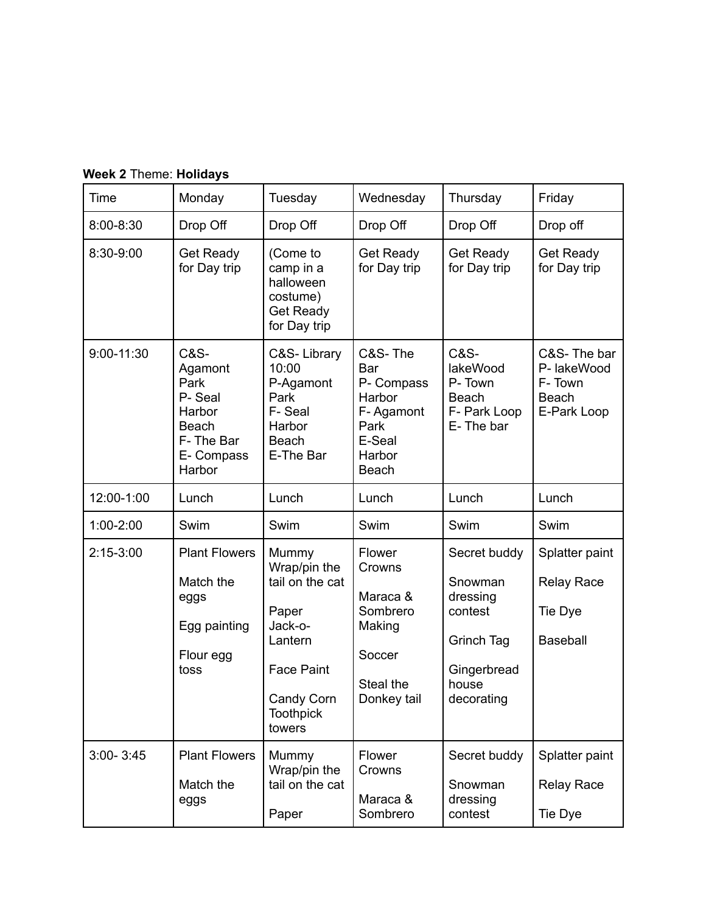**Week 2** Theme: **Holidays**

| Time | Monday | Tuesday | Wednesday | Thursday | Friday |
|---|---|---|---|---|---|
| 8:00-8:30 | Drop Off | Drop Off | Drop Off | Drop Off | Drop off |
| 8:30-9:00 | Get Ready for Day trip | (Come to camp in a halloween costume) Get Ready for Day trip | Get Ready for Day trip | Get Ready for Day trip | Get Ready for Day trip |
| 9:00-11:30 | C&S- Agamont Park<br>P- Seal Harbor Beach<br>F- The Bar<br>E- Compass Harbor | C&S- Library 10:00<br>P-Agamont Park<br>F- Seal Harbor Beach<br>E-The Bar | C&S- The Bar<br>P- Compass Harbor<br>F- Agamont Park<br>E-Seal Harbor Beach | C&S- lakeWood<br>P- Town Beach<br>F- Park Loop<br>E- The bar | C&S- The bar<br>P- lakeWood<br>F- Town Beach<br>E-Park Loop |
| 12:00-1:00 | Lunch | Lunch | Lunch | Lunch | Lunch |
| 1:00-2:00 | Swim | Swim | Swim | Swim | Swim |
| 2:15-3:00 | Plant Flowers<br><br>Match the eggs<br><br>Egg painting<br><br>Flour egg toss | Mummy Wrap/pin the tail on the cat<br><br>Paper Jack-o-Lantern<br><br>Face Paint<br><br>Candy Corn Toothpick towers | Flower Crowns<br><br>Maraca & Sombrero Making<br><br>Soccer<br><br>Steal the Donkey tail | Secret buddy<br><br>Snowman dressing contest<br><br>Grinch Tag<br><br>Gingerbread house decorating | Splatter paint<br><br>Relay Race<br><br>Tie Dye<br><br>Baseball |
| 3:00- 3:45 | Plant Flowers<br><br>Match the eggs | Mummy Wrap/pin the tail on the cat<br><br>Paper | Flower Crowns<br><br>Maraca & Sombrero | Secret buddy<br><br>Snowman dressing contest | Splatter paint<br><br>Relay Race<br><br>Tie Dye |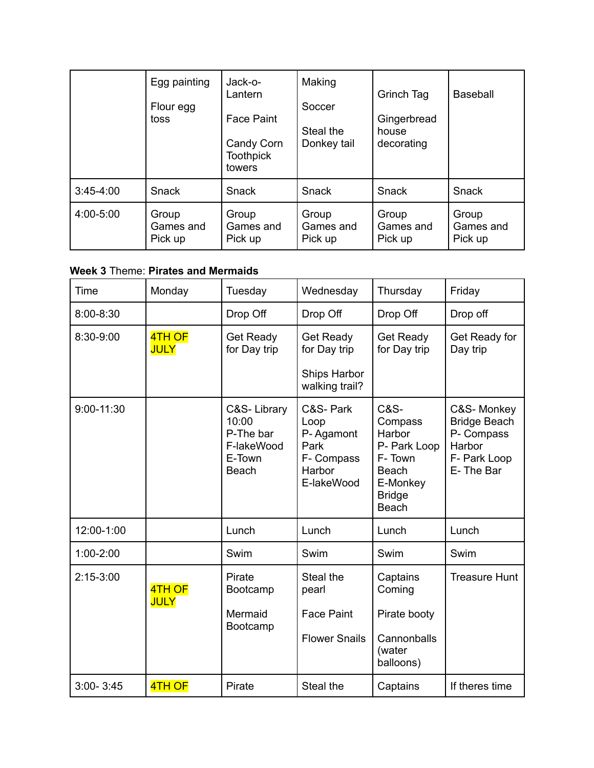| | | | | | |
|---|---|---|---|---|---|
| | Egg painting<br><br>Flour egg toss | Jack-o-Lantern<br><br>Face Paint<br><br>Candy Corn Toothpick towers | Making<br><br>Soccer<br><br>Steal the Donkey tail | Grinch Tag<br><br>Gingerbread house decorating | Baseball |
| 3:45-4:00 | Snack | Snack | Snack | Snack | Snack |
| 4:00-5:00 | Group Games and Pick up | Group Games and Pick up | Group Games and Pick up | Group Games and Pick up | Group Games and Pick up |

**Week 3** Theme: **Pirates and Mermaids**

| Time | Monday | Tuesday | Wednesday | Thursday | Friday |
|---|---|---|---|---|---|
| 8:00-8:30 | | Drop Off | Drop Off | Drop Off | Drop off |
| 8:30-9:00 | 4TH OF JULY | Get Ready for Day trip | Get Ready for Day trip<br><br>Ships Harbor walking trail? | Get Ready for Day trip | Get Ready for Day trip |
| 9:00-11:30 | | C&S- Library 10:00<br>P-The bar<br>F-lakeWood<br>E-Town Beach | C&S- Park Loop<br>P- Agamont Park<br>F- Compass Harbor<br>E-lakeWood | C&S- Compass Harbor<br>P- Park Loop<br>F- Town Beach<br>E-Monkey Bridge Beach | C&S- Monkey Bridge Beach<br>P- Compass Harbor<br>F- Park Loop<br>E- The Bar |
| 12:00-1:00 | | Lunch | Lunch | Lunch | Lunch |
| 1:00-2:00 | | Swim | Swim | Swim | Swim |
| 2:15-3:00 | 4TH OF JULY | Pirate Bootcamp<br><br>Mermaid Bootcamp | Steal the pearl<br><br>Face Paint<br><br>Flower Snails | Captains Coming<br><br>Pirate booty<br><br>Cannonballs (water balloons) | Treasure Hunt |
| 3:00- 3:45 | 4TH OF | Pirate | Steal the | Captains | If theres time |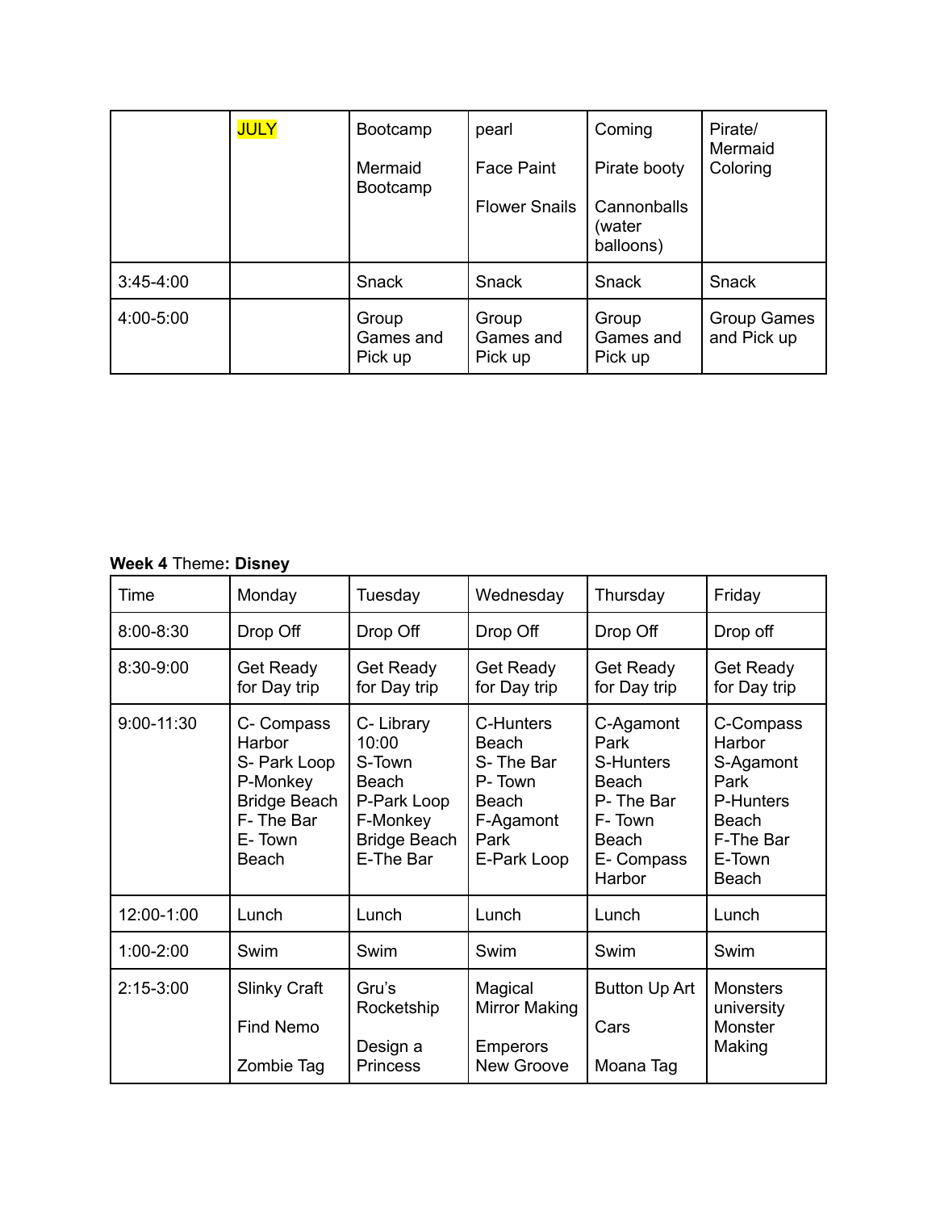| | | | | | |
|---|---|---|---|---|---|
| | JULY | Bootcamp<br><br>Mermaid Bootcamp | pearl<br><br>Face Paint<br><br>Flower Snails | Coming<br><br>Pirate booty<br><br>Cannonballs (water balloons) | Pirate/ Mermaid Coloring |
| 3:45-4:00 | | Snack | Snack | Snack | Snack |
| 4:00-5:00 | | Group Games and Pick up | Group Games and Pick up | Group Games and Pick up | Group Games and Pick up |

**Week 4** Theme**: Disney**

| Time | Monday | Tuesday | Wednesday | Thursday | Friday |
|---|---|---|---|---|---|
| 8:00-8:30 | Drop Off | Drop Off | Drop Off | Drop Off | Drop off |
| 8:30-9:00 | Get Ready for Day trip | Get Ready for Day trip | Get Ready for Day trip | Get Ready for Day trip | Get Ready for Day trip |
| 9:00-11:30 | C- Compass Harbor<br>S- Park Loop<br>P-Monkey Bridge Beach<br>F- The Bar<br>E- Town Beach | C- Library 10:00<br>S-Town Beach<br>P-Park Loop<br>F-Monkey Bridge Beach<br>E-The Bar | C-Hunters Beach<br>S- The Bar<br>P- Town Beach<br>F-Agamont Park<br>E-Park Loop | C-Agamont Park<br>S-Hunters Beach<br>P- The Bar<br>F- Town Beach<br>E- Compass Harbor | C-Compass Harbor<br>S-Agamont Park<br>P-Hunters Beach<br>F-The Bar<br>E-Town Beach |
| 12:00-1:00 | Lunch | Lunch | Lunch | Lunch | Lunch |
| 1:00-2:00 | Swim | Swim | Swim | Swim | Swim |
| 2:15-3:00 | Slinky Craft<br><br>Find Nemo<br><br>Zombie Tag | Gru's Rocketship<br><br>Design a Princess | Magical Mirror Making<br><br>Emperors New Groove | Button Up Art<br><br>Cars<br><br>Moana Tag | Monsters university Monster Making |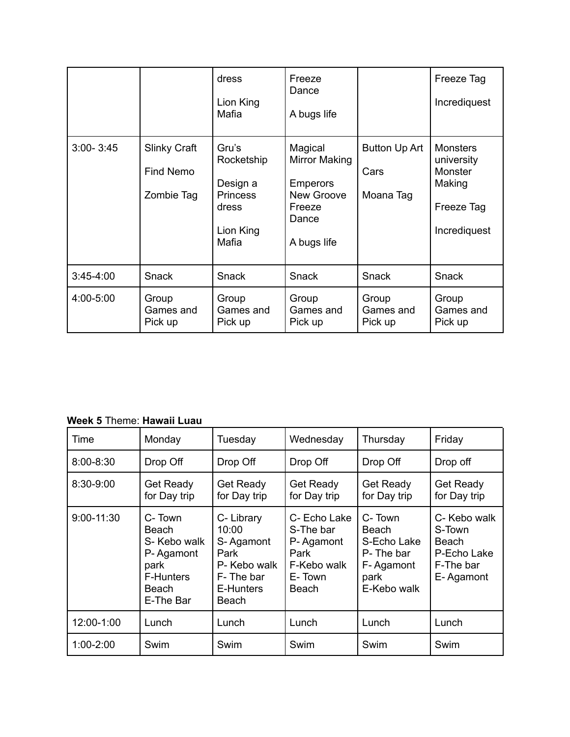| | | | | | |
|---|---|---|---|---|---|
| | | dress<br><br>Lion King Mafia | Freeze Dance<br><br>A bugs life | | Freeze Tag<br><br>Incrediquest |
| 3:00- 3:45 | Slinky Craft<br><br>Find Nemo<br><br>Zombie Tag | Gru's Rocketship<br><br>Design a Princess dress<br><br>Lion King Mafia | Magical Mirror Making<br><br>Emperors New Groove Freeze Dance<br><br>A bugs life | Button Up Art<br><br>Cars<br><br>Moana Tag | Monsters university Monster Making<br><br>Freeze Tag<br><br>Incrediquest |
| 3:45-4:00 | Snack | Snack | Snack | Snack | Snack |
| 4:00-5:00 | Group Games and Pick up | Group Games and Pick up | Group Games and Pick up | Group Games and Pick up | Group Games and Pick up |

**Week 5** Theme: **Hawaii Luau**

| Time | Monday | Tuesday | Wednesday | Thursday | Friday |
|---|---|---|---|---|---|
| 8:00-8:30 | Drop Off | Drop Off | Drop Off | Drop Off | Drop off |
| 8:30-9:00 | Get Ready for Day trip | Get Ready for Day trip | Get Ready for Day trip | Get Ready for Day trip | Get Ready for Day trip |
| 9:00-11:30 | C- Town Beach<br>S- Kebo walk<br>P- Agamont park<br>F-Hunters Beach<br>E-The Bar | C- Library 10:00<br>S- Agamont Park<br>P- Kebo walk<br>F- The bar<br>E-Hunters Beach | C- Echo Lake<br>S-The bar<br>P- Agamont Park<br>F-Kebo walk<br>E- Town Beach | C- Town Beach<br>S-Echo Lake<br>P- The bar<br>F- Agamont park<br>E-Kebo walk | C- Kebo walk<br>S-Town Beach<br>P-Echo Lake<br>F-The bar<br>E- Agamont |
| 12:00-1:00 | Lunch | Lunch | Lunch | Lunch | Lunch |
| 1:00-2:00 | Swim | Swim | Swim | Swim | Swim |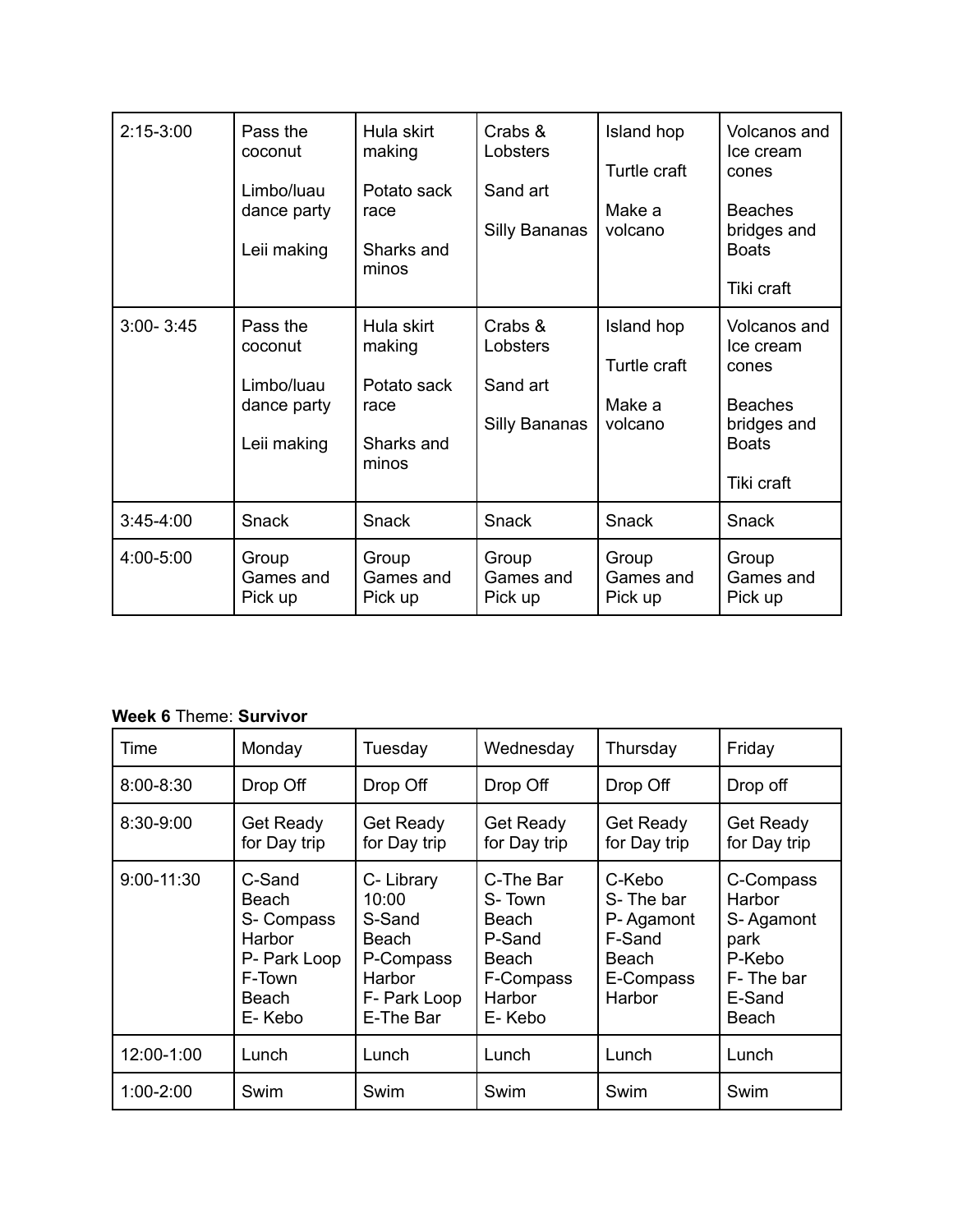| | | | | | |
|---|---|---|---|---|---|
| 2:15-3:00 | Pass the coconut<br><br>Limbo/luau dance party<br><br>Leii making | Hula skirt making<br><br>Potato sack race<br><br>Sharks and minos | Crabs & Lobsters<br><br>Sand art<br><br>Silly Bananas | Island hop<br><br>Turtle craft<br><br>Make a volcano | Volcanos and Ice cream cones<br><br>Beaches bridges and Boats<br><br>Tiki craft |
| 3:00- 3:45 | Pass the coconut<br><br>Limbo/luau dance party<br><br>Leii making | Hula skirt making<br><br>Potato sack race<br><br>Sharks and minos | Crabs & Lobsters<br><br>Sand art<br><br>Silly Bananas | Island hop<br><br>Turtle craft<br><br>Make a volcano | Volcanos and Ice cream cones<br><br>Beaches bridges and Boats<br><br>Tiki craft |
| 3:45-4:00 | Snack | Snack | Snack | Snack | Snack |
| 4:00-5:00 | Group Games and Pick up | Group Games and Pick up | Group Games and Pick up | Group Games and Pick up | Group Games and Pick up |

**Week 6** Theme: **Survivor**

| Time | Monday | Tuesday | Wednesday | Thursday | Friday |
|---|---|---|---|---|---|
| 8:00-8:30 | Drop Off | Drop Off | Drop Off | Drop Off | Drop off |
| 8:30-9:00 | Get Ready for Day trip | Get Ready for Day trip | Get Ready for Day trip | Get Ready for Day trip | Get Ready for Day trip |
| 9:00-11:30 | C-Sand Beach<br>S- Compass Harbor<br>P- Park Loop<br>F-Town Beach<br>E- Kebo | C- Library 10:00<br>S-Sand Beach<br>P-Compass Harbor<br>F- Park Loop<br>E-The Bar | C-The Bar<br>S- Town Beach<br>P-Sand Beach<br>F-Compass Harbor<br>E- Kebo | C-Kebo<br>S- The bar<br>P- Agamont park<br>F-Sand Beach<br>E-Compass Harbor | C-Compass Harbor<br>S- Agamont park<br>P-Kebo<br>F- The bar<br>E-Sand Beach |
| 12:00-1:00 | Lunch | Lunch | Lunch | Lunch | Lunch |
| 1:00-2:00 | Swim | Swim | Swim | Swim | Swim |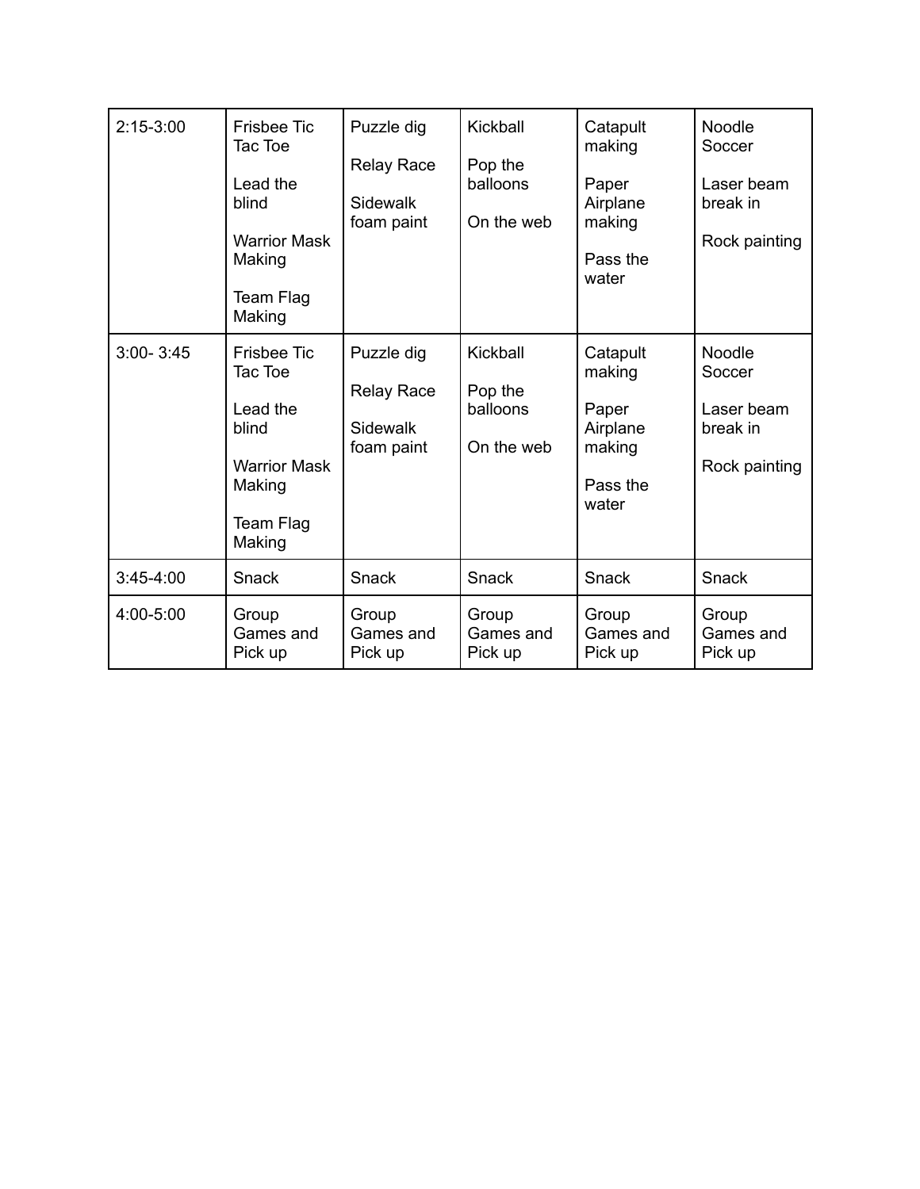| | | | | | |
|---|---|---|---|---|---|
| 2:15-3:00 | Frisbee Tic Tac Toe<br><br>Lead the blind<br><br>Warrior Mask Making<br><br>Team Flag Making | Puzzle dig<br><br>Relay Race<br><br>Sidewalk foam paint | Kickball<br><br>Pop the balloons<br><br>On the web | Catapult making<br><br>Paper Airplane making<br><br>Pass the water | Noodle Soccer<br><br>Laser beam break in<br><br>Rock painting |
| 3:00- 3:45 | Frisbee Tic Tac Toe<br><br>Lead the blind<br><br>Warrior Mask Making<br><br>Team Flag Making | Puzzle dig<br><br>Relay Race<br><br>Sidewalk foam paint | Kickball<br><br>Pop the balloons<br><br>On the web | Catapult making<br><br>Paper Airplane making<br><br>Pass the water | Noodle Soccer<br><br>Laser beam break in<br><br>Rock painting |
| 3:45-4:00 | Snack | Snack | Snack | Snack | Snack |
| 4:00-5:00 | Group Games and Pick up | Group Games and Pick up | Group Games and Pick up | Group Games and Pick up | Group Games and Pick up |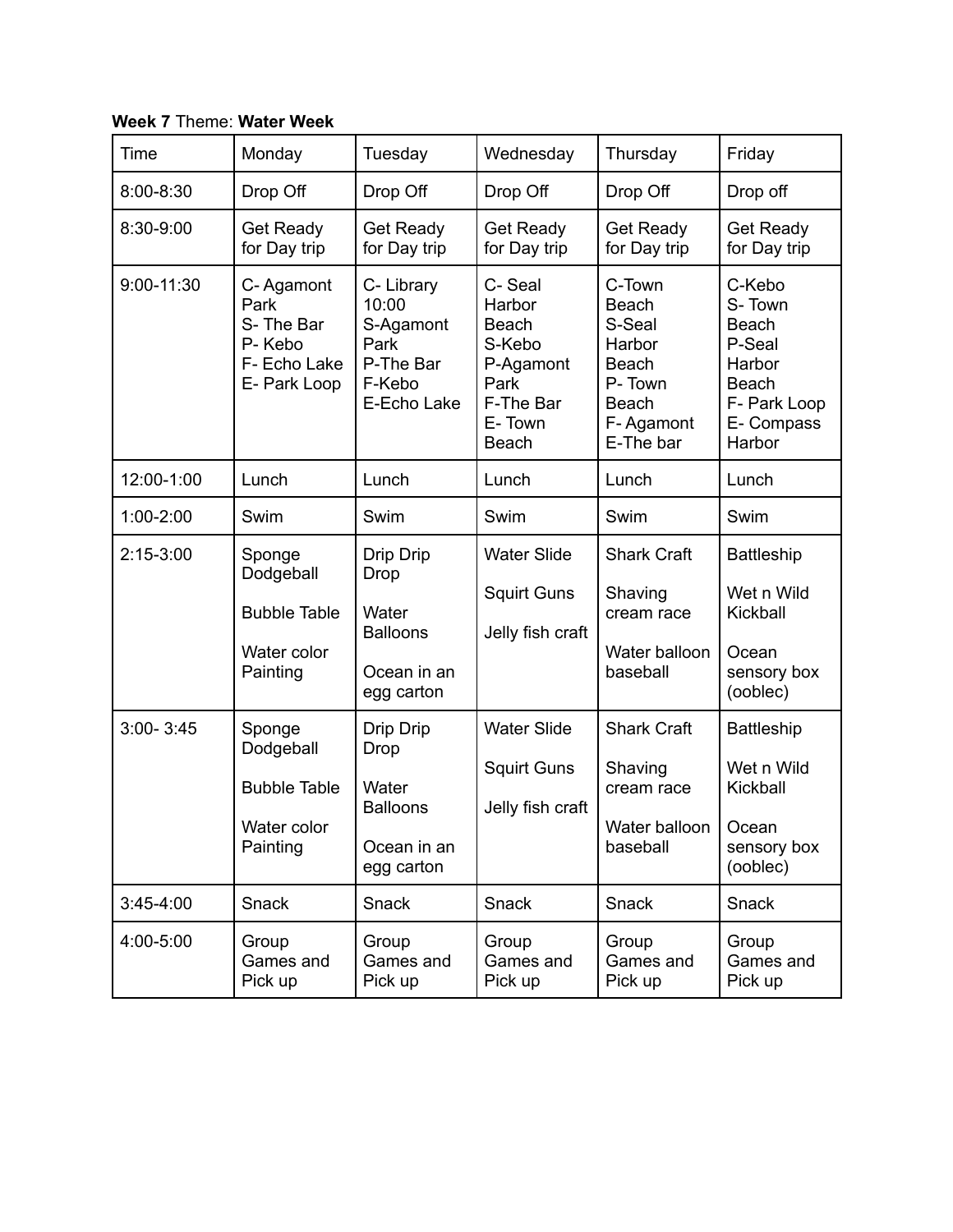**Week 7** Theme: **Water Week**

| Time | Monday | Tuesday | Wednesday | Thursday | Friday |
|---|---|---|---|---|---|
| 8:00-8:30 | Drop Off | Drop Off | Drop Off | Drop Off | Drop off |
| 8:30-9:00 | Get Ready for Day trip | Get Ready for Day trip | Get Ready for Day trip | Get Ready for Day trip | Get Ready for Day trip |
| 9:00-11:30 | C- Agamont Park<br>S- The Bar<br>P- Kebo<br>F- Echo Lake<br>E- Park Loop | C- Library 10:00<br>S-Agamont Park<br>P-The Bar<br>F-Kebo<br>E-Echo Lake | C- Seal Harbor Beach<br>S-Kebo<br>P-Agamont Park<br>F-The Bar<br>E- Town Beach | C-Town Beach<br>S-Seal Harbor Beach<br>P- Town Beach<br>F- Agamont<br>E-The bar | C-Kebo<br>S- Town Beach<br>P-Seal Harbor Beach<br>F- Park Loop<br>E- Compass Harbor |
| 12:00-1:00 | Lunch | Lunch | Lunch | Lunch | Lunch |
| 1:00-2:00 | Swim | Swim | Swim | Swim | Swim |
| 2:15-3:00 | Sponge Dodgeball<br><br>Bubble Table<br><br>Water color Painting | Drip Drip Drop<br><br>Water Balloons<br><br>Ocean in an egg carton | Water Slide<br><br>Squirt Guns<br><br>Jelly fish craft | Shark Craft<br><br>Shaving cream race<br><br>Water balloon baseball | Battleship<br><br>Wet n Wild Kickball<br><br>Ocean sensory box (ooblec) |
| 3:00- 3:45 | Sponge Dodgeball<br><br>Bubble Table<br><br>Water color Painting | Drip Drip Drop<br><br>Water Balloons<br><br>Ocean in an egg carton | Water Slide<br><br>Squirt Guns<br><br>Jelly fish craft | Shark Craft<br><br>Shaving cream race<br><br>Water balloon baseball | Battleship<br><br>Wet n Wild Kickball<br><br>Ocean sensory box (ooblec) |
| 3:45-4:00 | Snack | Snack | Snack | Snack | Snack |
| 4:00-5:00 | Group Games and Pick up | Group Games and Pick up | Group Games and Pick up | Group Games and Pick up | Group Games and Pick up |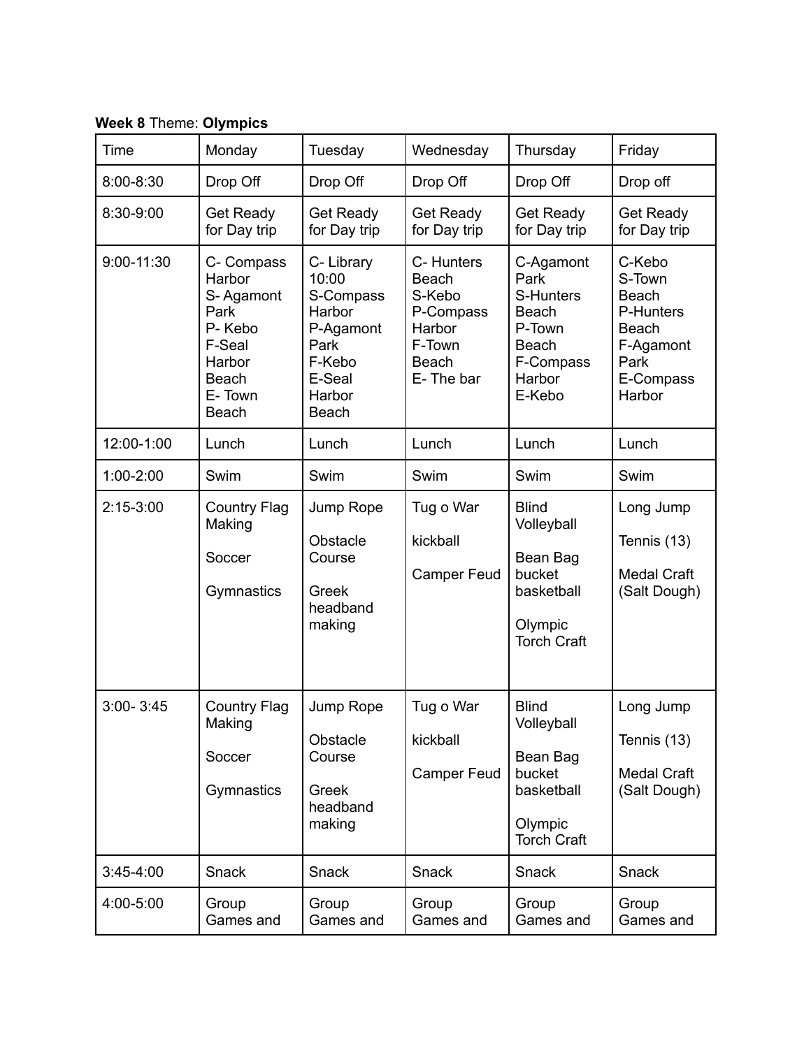**Week 8** Theme: **Olympics**

| Time | Monday | Tuesday | Wednesday | Thursday | Friday |
|---|---|---|---|---|---|
| 8:00-8:30 | Drop Off | Drop Off | Drop Off | Drop Off | Drop off |
| 8:30-9:00 | Get Ready for Day trip | Get Ready for Day trip | Get Ready for Day trip | Get Ready for Day trip | Get Ready for Day trip |
| 9:00-11:30 | C- Compass Harbor<br>S- Agamont Park<br>P- Kebo<br>F-Seal Harbor Beach<br>E- Town Beach | C- Library 10:00<br>S-Compass Harbor<br>P-Agamont Park<br>F-Kebo<br>E-Seal Harbor Beach | C- Hunters Beach<br>S-Kebo<br>P-Compass Harbor<br>F-Town Beach<br>E- The bar | C-Agamont Park<br>S-Hunters Beach<br>P-Town Beach<br>F-Compass Harbor<br>E-Kebo | C-Kebo<br>S-Town Beach<br>P-Hunters Beach<br>F-Agamont Park<br>E-Compass Harbor |
| 12:00-1:00 | Lunch | Lunch | Lunch | Lunch | Lunch |
| 1:00-2:00 | Swim | Swim | Swim | Swim | Swim |
| 2:15-3:00 | Country Flag Making<br><br>Soccer<br><br>Gymnastics | Jump Rope<br><br>Obstacle Course<br><br>Greek headband making | Tug o War<br><br>kickball<br><br>Camper Feud | Blind Volleyball<br><br>Bean Bag bucket basketball<br><br>Olympic Torch Craft | Long Jump<br><br>Tennis (13)<br><br>Medal Craft (Salt Dough) |
| 3:00- 3:45 | Country Flag Making<br><br>Soccer<br><br>Gymnastics | Jump Rope<br><br>Obstacle Course<br><br>Greek headband making | Tug o War<br><br>kickball<br><br>Camper Feud | Blind Volleyball<br><br>Bean Bag bucket basketball<br><br>Olympic Torch Craft | Long Jump<br><br>Tennis (13)<br><br>Medal Craft (Salt Dough) |
| 3:45-4:00 | Snack | Snack | Snack | Snack | Snack |
| 4:00-5:00 | Group Games and | Group Games and | Group Games and | Group Games and | Group Games and |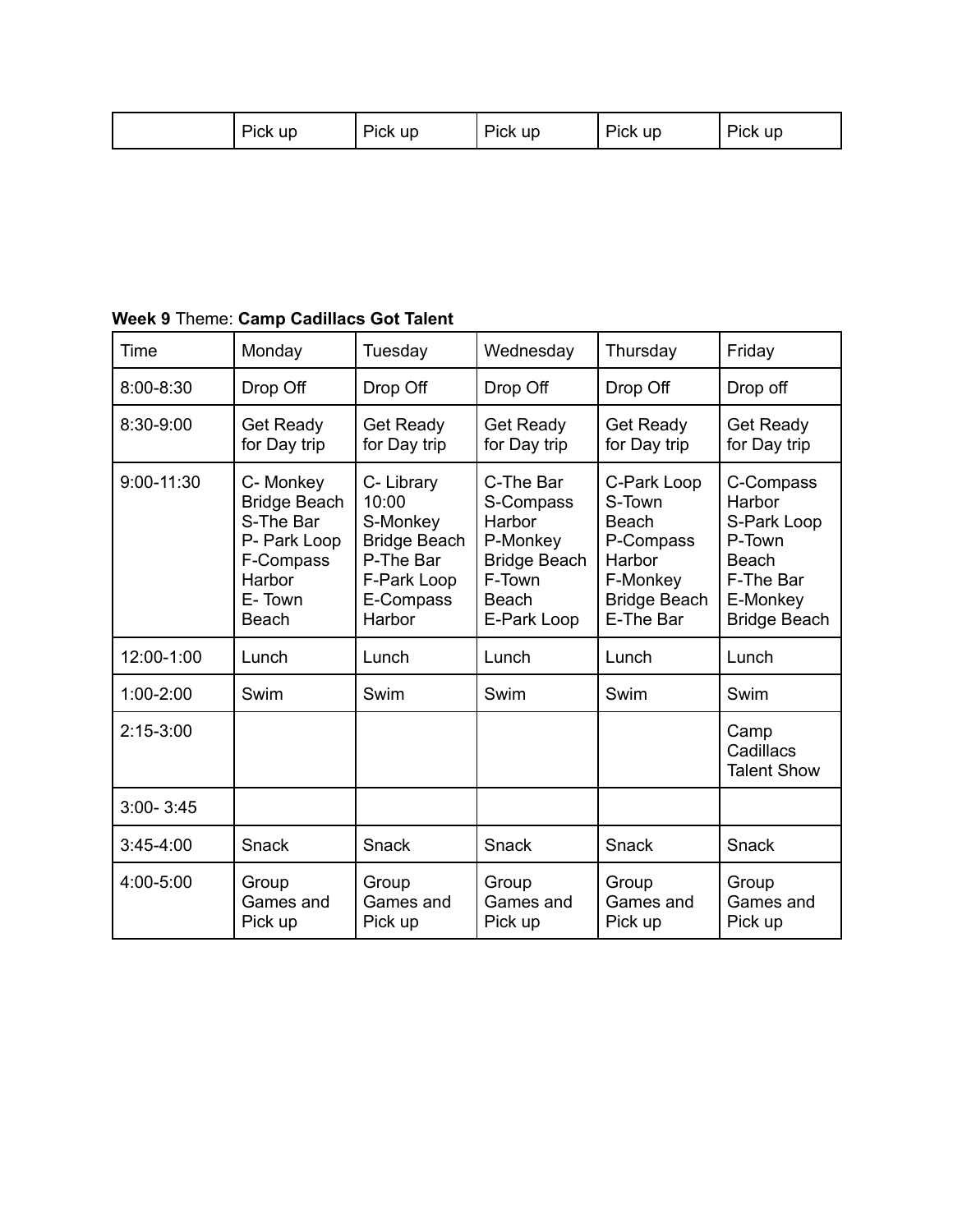| | | | | | |
|---|---|---|---|---|---|
| | Pick up | Pick up | Pick up | Pick up | Pick up |

**Week 9** Theme: **Camp Cadillacs Got Talent**

| Time | Monday | Tuesday | Wednesday | Thursday | Friday |
|---|---|---|---|---|---|
| 8:00-8:30 | Drop Off | Drop Off | Drop Off | Drop Off | Drop off |
| 8:30-9:00 | Get Ready for Day trip | Get Ready for Day trip | Get Ready for Day trip | Get Ready for Day trip | Get Ready for Day trip |
| 9:00-11:30 | C- Monkey Bridge Beach S-The Bar P- Park Loop F-Compass Harbor E- Town Beach | C- Library 10:00 S-Monkey Bridge Beach P-The Bar F-Park Loop E-Compass Harbor | C-The Bar S-Compass Harbor P-Monkey Bridge Beach F-Town Beach E-Park Loop | C-Park Loop S-Town Beach P-Compass Harbor F-Monkey Bridge Beach E-The Bar | C-Compass Harbor S-Park Loop P-Town Beach F-The Bar E-Monkey Bridge Beach |
| 12:00-1:00 | Lunch | Lunch | Lunch | Lunch | Lunch |
| 1:00-2:00 | Swim | Swim | Swim | Swim | Swim |
| 2:15-3:00 | | | | | Camp Cadillacs Talent Show |
| 3:00- 3:45 | | | | | |
| 3:45-4:00 | Snack | Snack | Snack | Snack | Snack |
| 4:00-5:00 | Group Games and Pick up | Group Games and Pick up | Group Games and Pick up | Group Games and Pick up | Group Games and Pick up |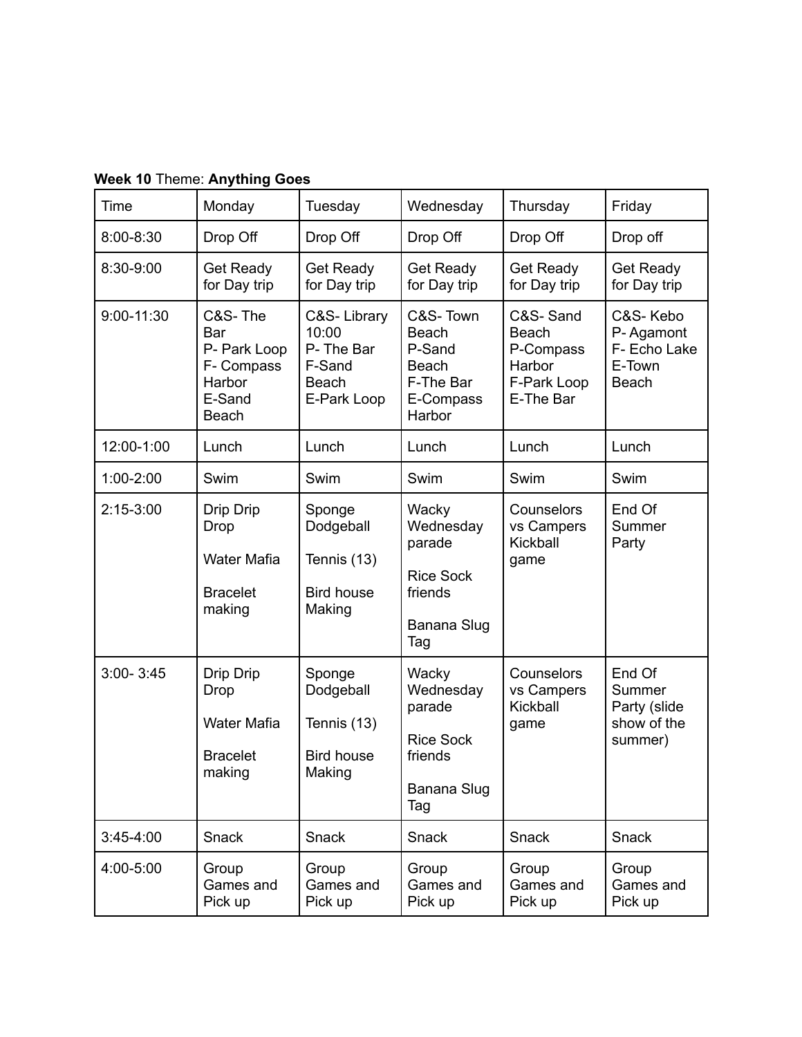**Week 10** Theme: **Anything Goes**

| Time | Monday | Tuesday | Wednesday | Thursday | Friday |
| --- | --- | --- | --- | --- | --- |
| 8:00-8:30 | Drop Off | Drop Off | Drop Off | Drop Off | Drop off |
| 8:30-9:00 | Get Ready for Day trip | Get Ready for Day trip | Get Ready for Day trip | Get Ready for Day trip | Get Ready for Day trip |
| 9:00-11:30 | C&S- The Bar<br>P- Park Loop<br>F- Compass Harbor<br>E-Sand Beach | C&S- Library 10:00<br>P- The Bar<br>F-Sand Beach<br>E-Park Loop | C&S- Town Beach<br>P-Sand Beach<br>F-The Bar<br>E-Compass Harbor | C&S- Sand Beach<br>P-Compass Harbor<br>F-Park Loop<br>E-The Bar | C&S- Kebo<br>P- Agamont<br>F- Echo Lake<br>E-Town Beach |
| 12:00-1:00 | Lunch | Lunch | Lunch | Lunch | Lunch |
| 1:00-2:00 | Swim | Swim | Swim | Swim | Swim |
| 2:15-3:00 | Drip Drip Drop<br><br>Water Mafia<br><br>Bracelet making | Sponge Dodgeball<br><br>Tennis (13)<br><br>Bird house Making | Wacky Wednesday parade<br><br>Rice Sock friends<br><br>Banana Slug Tag | Counselors vs Campers Kickball game | End Of Summer Party |
| 3:00- 3:45 | Drip Drip Drop<br><br>Water Mafia<br><br>Bracelet making | Sponge Dodgeball<br><br>Tennis (13)<br><br>Bird house Making | Wacky Wednesday parade<br><br>Rice Sock friends<br><br>Banana Slug Tag | Counselors vs Campers Kickball game | End Of Summer Party (slide show of the summer) |
| 3:45-4:00 | Snack | Snack | Snack | Snack | Snack |
| 4:00-5:00 | Group Games and Pick up | Group Games and Pick up | Group Games and Pick up | Group Games and Pick up | Group Games and Pick up |